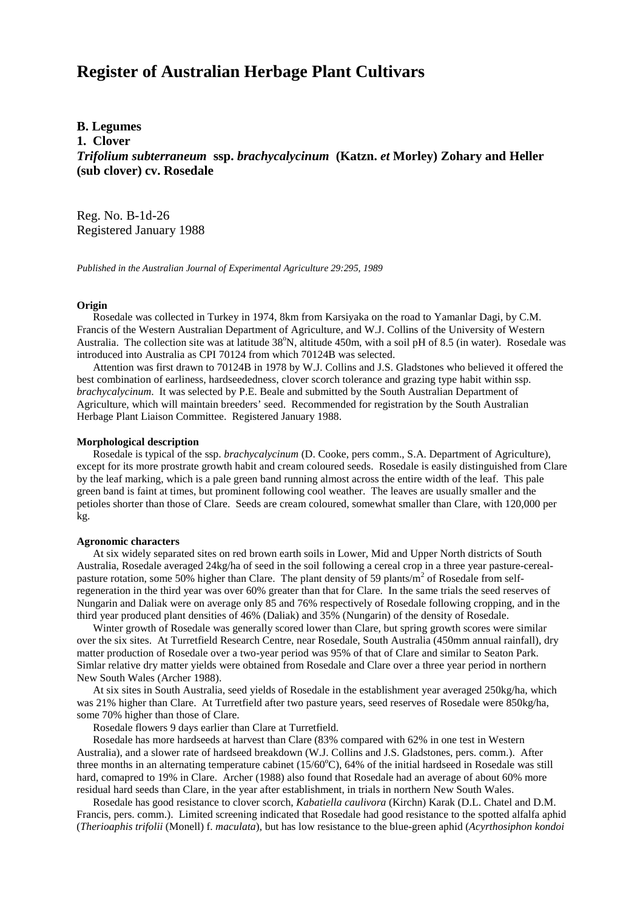# Register of Australian Herbage Plant Cultivars

**B. Legumes**

**1. Clover**

***Trifolium subterraneum* ssp. *brachycalycinum* (Katzn. *et* Morley) Zohary and Heller (sub clover) cv. Rosedale**

Reg. No. B-1d-26
Registered January 1988

*Published in the Australian Journal of Experimental Agriculture 29:295, 1989*

**Origin**

Rosedale was collected in Turkey in 1974, 8km from Karsiyaka on the road to Yamanlar Dagi, by C.M. Francis of the Western Australian Department of Agriculture, and W.J. Collins of the University of Western Australia. The collection site was at latitude 38$^{o}$N, altitude 450m, with a soil pH of 8.5 (in water). Rosedale was introduced into Australia as CPI 70124 from which 70124B was selected.

Attention was first drawn to 70124B in 1978 by W.J. Collins and J.S. Gladstones who believed it offered the best combination of earliness, hardseededness, clover scorch tolerance and grazing type habit within ssp. *brachycalycinum*. It was selected by P.E. Beale and submitted by the South Australian Department of Agriculture, which will maintain breeders' seed. Recommended for registration by the South Australian Herbage Plant Liaison Committee. Registered January 1988.

**Morphological description**

Rosedale is typical of the ssp. *brachycalycinum* (D. Cooke, pers comm., S.A. Department of Agriculture), except for its more prostrate growth habit and cream coloured seeds. Rosedale is easily distinguished from Clare by the leaf marking, which is a pale green band running almost across the entire width of the leaf. This pale green band is faint at times, but prominent following cool weather. The leaves are usually smaller and the petioles shorter than those of Clare. Seeds are cream coloured, somewhat smaller than Clare, with 120,000 per kg.

**Agronomic characters**

At six widely separated sites on red brown earth soils in Lower, Mid and Upper North districts of South Australia, Rosedale averaged 24kg/ha of seed in the soil following a cereal crop in a three year pasture-cereal-pasture rotation, some 50% higher than Clare. The plant density of 59 plants/m$^2$ of Rosedale from self-regeneration in the third year was over 60% greater than that for Clare. In the same trials the seed reserves of Nungarin and Daliak were on average only 85 and 76% respectively of Rosedale following cropping, and in the third year produced plant densities of 46% (Daliak) and 35% (Nungarin) of the density of Rosedale.

Winter growth of Rosedale was generally scored lower than Clare, but spring growth scores were similar over the six sites. At Turretfield Research Centre, near Rosedale, South Australia (450mm annual rainfall), dry matter production of Rosedale over a two-year period was 95% of that of Clare and similar to Seaton Park. Simlar relative dry matter yields were obtained from Rosedale and Clare over a three year period in northern New South Wales (Archer 1988).

At six sites in South Australia, seed yields of Rosedale in the establishment year averaged 250kg/ha, which was 21% higher than Clare. At Turretfield after two pasture years, seed reserves of Rosedale were 850kg/ha, some 70% higher than those of Clare.

Rosedale flowers 9 days earlier than Clare at Turretfield.

Rosedale has more hardseeds at harvest than Clare (83% compared with 62% in one test in Western Australia), and a slower rate of hardseed breakdown (W.J. Collins and J.S. Gladstones, pers. comm.). After three months in an alternating temperature cabinet (15/60$^{o}$C), 64% of the initial hardseed in Rosedale was still hard, comapred to 19% in Clare. Archer (1988) also found that Rosedale had an average of about 60% more residual hard seeds than Clare, in the year after establishment, in trials in northern New South Wales.

Rosedale has good resistance to clover scorch, *Kabatiella caulivora* (Kirchn) Karak (D.L. Chatel and D.M. Francis, pers. comm.). Limited screening indicated that Rosedale had good resistance to the spotted alfalfa aphid (*Therioaphis trifolii* (Monell) f. *maculata*), but has low resistance to the blue-green aphid (*Acyrthosiphon kondoi*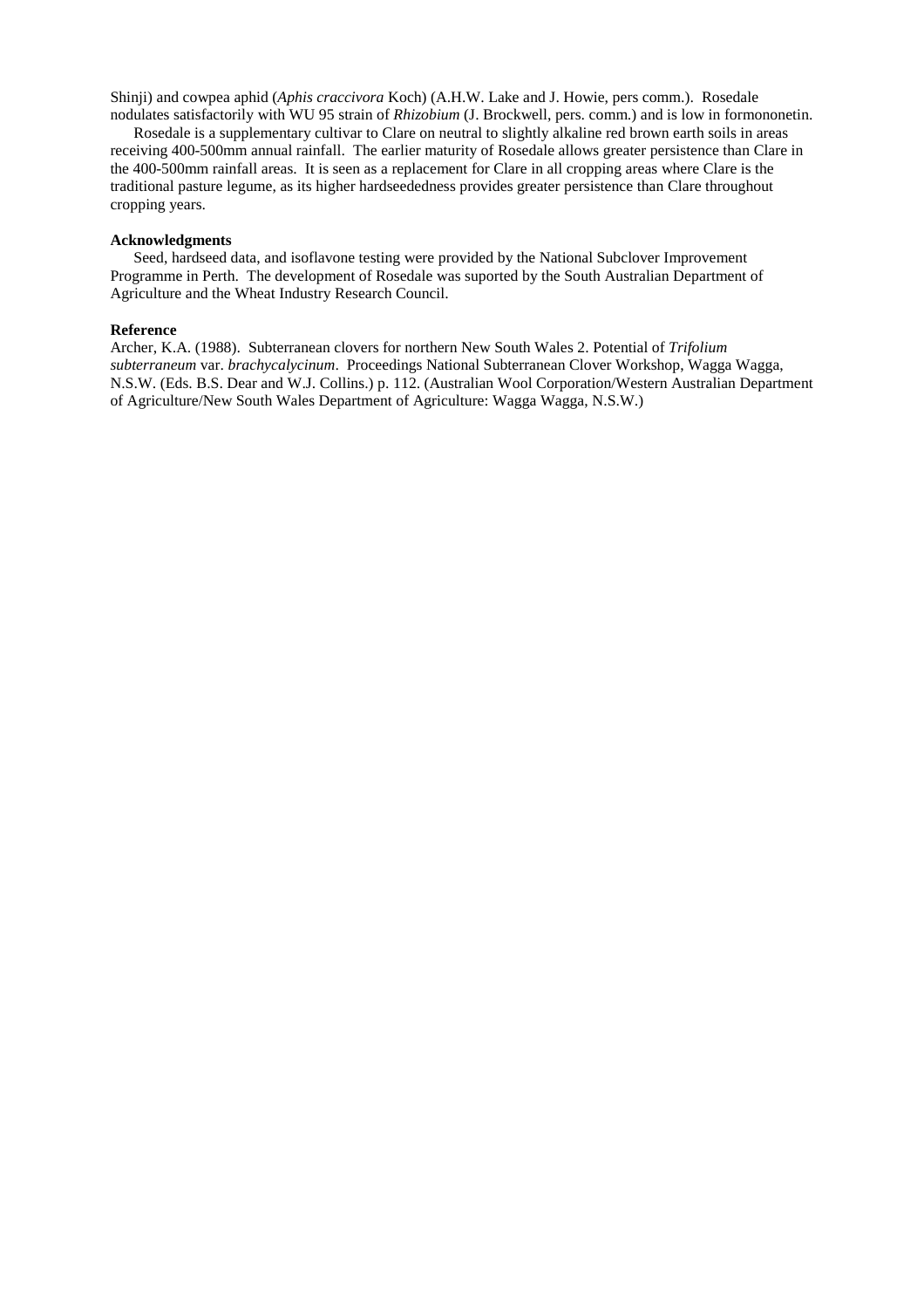Shinji) and cowpea aphid (*Aphis craccivora* Koch) (A.H.W. Lake and J. Howie, pers comm.). Rosedale nodulates satisfactorily with WU 95 strain of *Rhizobium* (J. Brockwell, pers. comm.) and is low in formononetin.

Rosedale is a supplementary cultivar to Clare on neutral to slightly alkaline red brown earth soils in areas receiving 400-500mm annual rainfall. The earlier maturity of Rosedale allows greater persistence than Clare in the 400-500mm rainfall areas. It is seen as a replacement for Clare in all cropping areas where Clare is the traditional pasture legume, as its higher hardseededness provides greater persistence than Clare throughout cropping years.

**Acknowledgments**

Seed, hardseed data, and isoflavone testing were provided by the National Subclover Improvement Programme in Perth. The development of Rosedale was suported by the South Australian Department of Agriculture and the Wheat Industry Research Council.

**Reference**

Archer, K.A. (1988). Subterranean clovers for northern New South Wales 2. Potential of *Trifolium subterraneum* var. *brachycalycinum*. Proceedings National Subterranean Clover Workshop, Wagga Wagga, N.S.W. (Eds. B.S. Dear and W.J. Collins.) p. 112. (Australian Wool Corporation/Western Australian Department of Agriculture/New South Wales Department of Agriculture: Wagga Wagga, N.S.W.)